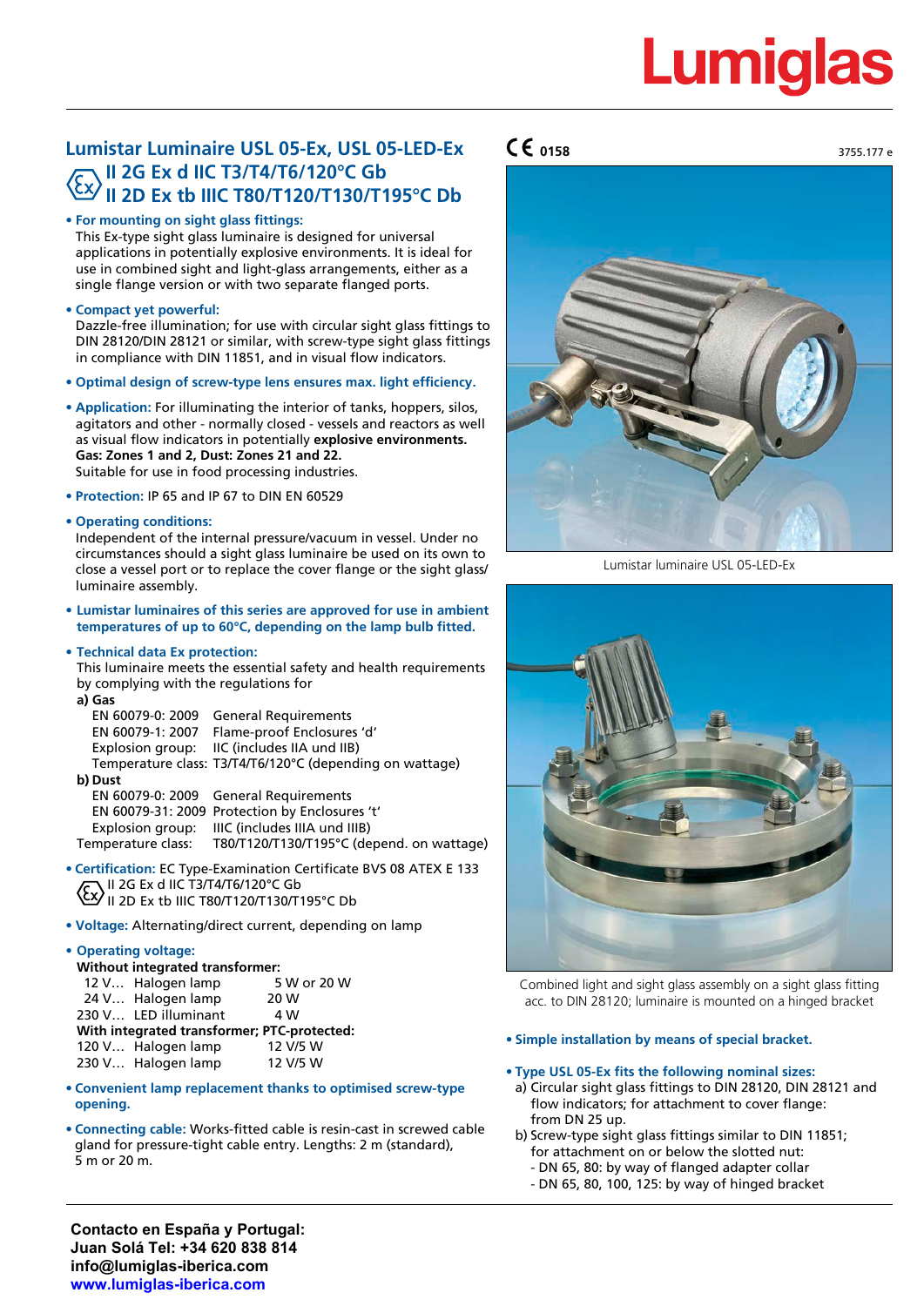Lumiglas

# Lumistar Luminaire USL 05-Ex, USL 05-LED-Ex

## II 2G Ex d IIC T3/T4/T6/120°C Gb
## II 2D Ex tb IIIC T80/T120/T130/T195°C Db

CE 0158

3755.177 e

- **For mounting on sight glass fittings:**
  This Ex-type sight glass luminaire is designed for universal applications in potentially explosive environments. It is ideal for use in combined sight and light-glass arrangements, either as a single flange version or with two separate flanged ports.

- **Compact yet powerful:**
  Dazzle-free illumination; for use with circular sight glass fittings to DIN 28120/DIN 28121 or similar, with screw-type sight glass fittings in compliance with DIN 11851, and in visual flow indicators.

- **Optimal design of screw-type lens ensures max. light efficiency.**

- **Application:** For illuminating the interior of tanks, hoppers, silos, agitators and other - normally closed - vessels and reactors as well as visual flow indicators in potentially **explosive environments. Gas: Zones 1 and 2, Dust: Zones 21 and 22.**
  Suitable for use in food processing industries.

- **Protection:** IP 65 and IP 67 to DIN EN 60529

- **Operating conditions:**
  Independent of the internal pressure/vacuum in vessel. Under no circumstances should a sight glass luminaire be used on its own to close a vessel port or to replace the cover flange or the sight glass/ luminaire assembly.

- **Lumistar luminaires of this series are approved for use in ambient temperatures of up to 60°C, depending on the lamp bulb fitted.**

- **Technical data Ex protection:**
  This luminaire meets the essential safety and health requirements by complying with the regulations for

  **a) Gas**

  | | |
  |---|---|
  | EN 60079-0: 2009 | General Requirements |
  | EN 60079-1: 2007 | Flame-proof Enclosures 'd' |
  | Explosion group: | IIC (includes IIA und IIB) |
  | Temperature class: | T3/T4/T6/120°C (depending on wattage) |

  **b) Dust**

  | | |
  |---|---|
  | EN 60079-0: 2009 | General Requirements |
  | EN 60079-31: 2009 | Protection by Enclosures 't' |
  | Explosion group: | IIIC (includes IIIA und IIIB) |
  | Temperature class: | T80/T120/T130/T195°C (depend. on wattage) |

- **Certification:** EC Type-Examination Certificate BVS 08 ATEX E 133
  II 2G Ex d IIC T3/T4/T6/120°C Gb
  II 2D Ex tb IIIC T80/T120/T130/T195°C Db

- **Voltage:** Alternating/direct current, depending on lamp

- **Operating voltage:**

  **Without integrated transformer:**

  | | | |
  |---|---|---|
  | 12 V… | Halogen lamp | 5 W or 20 W |
  | 24 V… | Halogen lamp | 20 W |
  | 230 V… | LED illuminant | 4 W |

  **With integrated transformer; PTC-protected:**

  | | | |
  |---|---|---|
  | 120 V… | Halogen lamp | 12 V/5 W |
  | 230 V… | Halogen lamp | 12 V/5 W |

- **Convenient lamp replacement thanks to optimised screw-type opening.**

- **Connecting cable:** Works-fitted cable is resin-cast in screwed cable gland for pressure-tight cable entry. Lengths: 2 m (standard), 5 m or 20 m.

Lumistar luminaire USL 05-LED-Ex

Combined light and sight glass assembly on a sight glass fitting acc. to DIN 28120; luminaire is mounted on a hinged bracket

- **Simple installation by means of special bracket.**

- **Type USL 05-Ex fits the following nominal sizes:**
  a) Circular sight glass fittings to DIN 28120, DIN 28121 and flow indicators; for attachment to cover flange: from DN 25 up.
  b) Screw-type sight glass fittings similar to DIN 11851; for attachment on or below the slotted nut:
  - DN 65, 80: by way of flanged adapter collar
  - DN 65, 80, 100, 125: by way of hinged bracket

**Contacto en España y Portugal:**
**Juan Solá Tel: +34 620 838 814**
**info@lumiglas-iberica.com**
**www.lumiglas-iberica.com**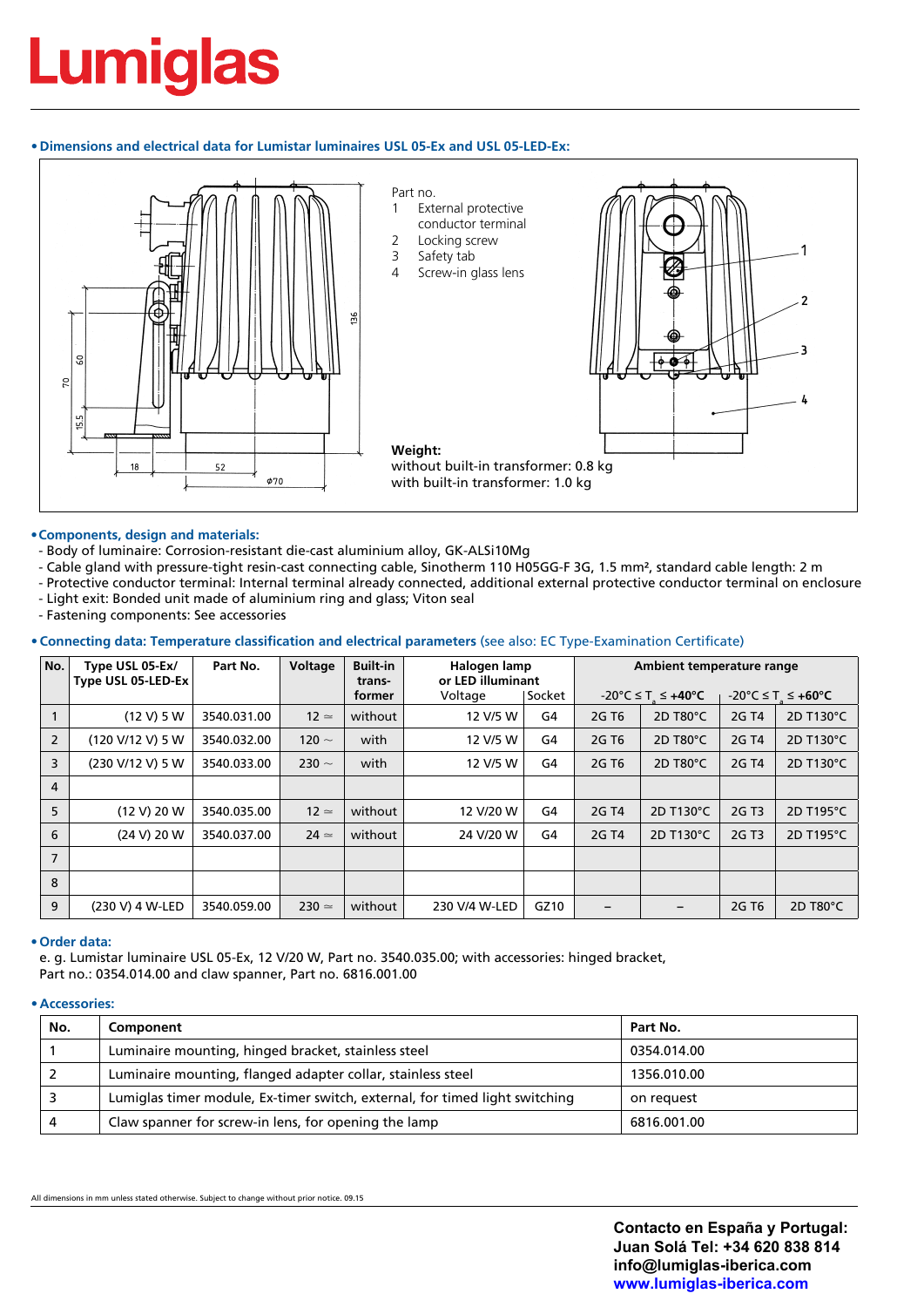# Lumiglas

**• Dimensions and electrical data for Lumistar luminaires USL 05-Ex and USL 05-LED-Ex:**

Part no.
1 External protective conductor terminal
2 Locking screw
3 Safety tab
4 Screw-in glass lens

18
52
ø70
136
70
60
15.5

**Weight:**
without built-in transformer: 0.8 kg
with built-in transformer: 1.0 kg

**• Components, design and materials:**

- Body of luminaire: Corrosion-resistant die-cast aluminium alloy, GK-ALSi10Mg
- Cable gland with pressure-tight resin-cast connecting cable, Sinotherm 110 H05GG-F 3G, 1.5 mm², standard cable length: 2 m
- Protective conductor terminal: Internal terminal already connected, additional external protective conductor terminal on enclosure
- Light exit: Bonded unit made of aluminium ring and glass; Viton seal
- Fastening components: See accessories

**• Connecting data: Temperature classification and electrical parameters** (see also: EC Type-Examination Certificate)

| No. | Type USL 05-Ex/ Type USL 05-LED-Ex | Part No. | Voltage | Built-in trans-former | Halogen lamp or LED illuminant Voltage | Socket | Ambient temperature range -20°C ≤ $T_a$ ≤ +40°C | | -20°C ≤ $T_a$ ≤ +60°C | |
|---|---|---|---|---|---|---|---|---|---|---|
| 1 | (12 V) 5 W | 3540.031.00 | 12 ≃ | without | 12 V/5 W | G4 | 2G T6 | 2D T80°C | 2G T4 | 2D T130°C |
| 2 | (120 V/12 V) 5 W | 3540.032.00 | 120 ~ | with | 12 V/5 W | G4 | 2G T6 | 2D T80°C | 2G T4 | 2D T130°C |
| 3 | (230 V/12 V) 5 W | 3540.033.00 | 230 ~ | with | 12 V/5 W | G4 | 2G T6 | 2D T80°C | 2G T4 | 2D T130°C |
| 4 | | | | | | | | | | |
| 5 | (12 V) 20 W | 3540.035.00 | 12 ≃ | without | 12 V/20 W | G4 | 2G T4 | 2D T130°C | 2G T3 | 2D T195°C |
| 6 | (24 V) 20 W | 3540.037.00 | 24 ≃ | without | 24 V/20 W | G4 | 2G T4 | 2D T130°C | 2G T3 | 2D T195°C |
| 7 | | | | | | | | | | |
| 8 | | | | | | | | | | |
| 9 | (230 V) 4 W-LED | 3540.059.00 | 230 ≃ | without | 230 V/4 W-LED | GZ10 | – | – | 2G T6 | 2D T80°C |

**• Order data:**

e. g. Lumistar luminaire USL 05-Ex, 12 V/20 W, Part no. 3540.035.00; with accessories: hinged bracket, Part no.: 0354.014.00 and claw spanner, Part no. 6816.001.00

**• Accessories:**

| No. | Component | Part No. |
|---|---|---|
| 1 | Luminaire mounting, hinged bracket, stainless steel | 0354.014.00 |
| 2 | Luminaire mounting, flanged adapter collar, stainless steel | 1356.010.00 |
| 3 | Lumiglas timer module, Ex-timer switch, external, for timed light switching | on request |
| 4 | Claw spanner for screw-in lens, for opening the lamp | 6816.001.00 |

All dimensions in mm unless stated otherwise. Subject to change without prior notice. 09.15

**Contacto en España y Portugal:**
**Juan Solá Tel: +34 620 838 814**
**info@lumiglas-iberica.com**
**www.lumiglas-iberica.com**